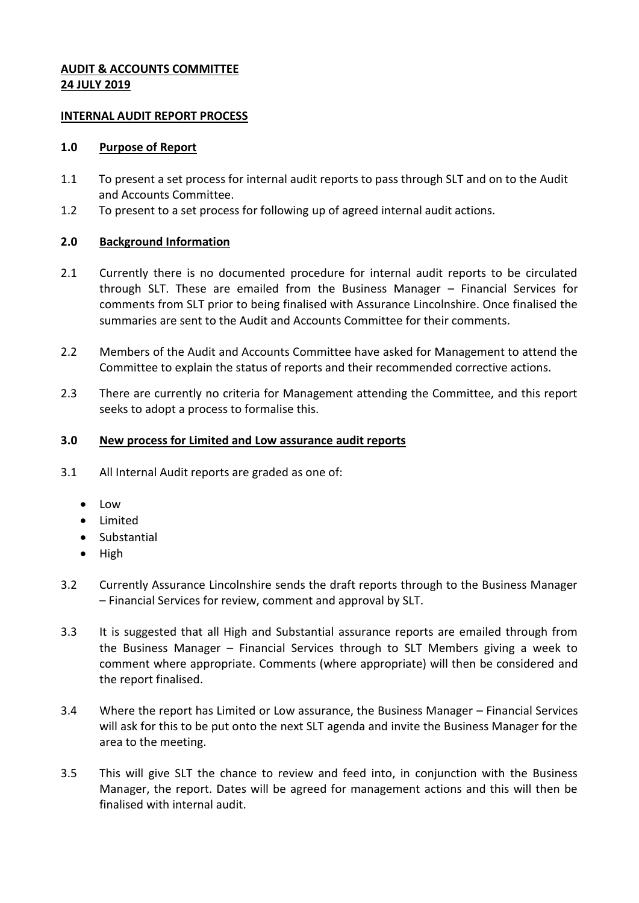**AUDIT & ACCOUNTS COMMITTEE**
**24 JULY 2019**

**INTERNAL AUDIT REPORT PROCESS**

## 1.0 Purpose of Report

1.1 To present a set process for internal audit reports to pass through SLT and on to the Audit and Accounts Committee.

1.2 To present to a set process for following up of agreed internal audit actions.

## 2.0 Background Information

2.1 Currently there is no documented procedure for internal audit reports to be circulated through SLT. These are emailed from the Business Manager – Financial Services for comments from SLT prior to being finalised with Assurance Lincolnshire. Once finalised the summaries are sent to the Audit and Accounts Committee for their comments.

2.2 Members of the Audit and Accounts Committee have asked for Management to attend the Committee to explain the status of reports and their recommended corrective actions.

2.3 There are currently no criteria for Management attending the Committee, and this report seeks to adopt a process to formalise this.

## 3.0 New process for Limited and Low assurance audit reports

3.1 All Internal Audit reports are graded as one of:

- Low
- Limited
- Substantial
- High

3.2 Currently Assurance Lincolnshire sends the draft reports through to the Business Manager – Financial Services for review, comment and approval by SLT.

3.3 It is suggested that all High and Substantial assurance reports are emailed through from the Business Manager – Financial Services through to SLT Members giving a week to comment where appropriate. Comments (where appropriate) will then be considered and the report finalised.

3.4 Where the report has Limited or Low assurance, the Business Manager – Financial Services will ask for this to be put onto the next SLT agenda and invite the Business Manager for the area to the meeting.

3.5 This will give SLT the chance to review and feed into, in conjunction with the Business Manager, the report. Dates will be agreed for management actions and this will then be finalised with internal audit.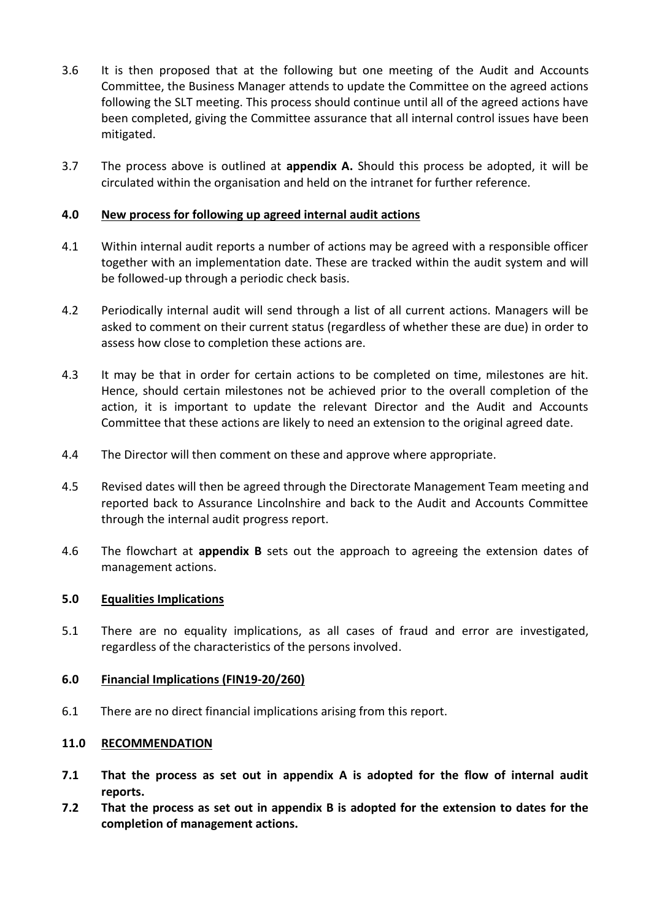3.6 It is then proposed that at the following but one meeting of the Audit and Accounts Committee, the Business Manager attends to update the Committee on the agreed actions following the SLT meeting. This process should continue until all of the agreed actions have been completed, giving the Committee assurance that all internal control issues have been mitigated.

3.7 The process above is outlined at **appendix A.** Should this process be adopted, it will be circulated within the organisation and held on the intranet for further reference.

## 4.0 New process for following up agreed internal audit actions

4.1 Within internal audit reports a number of actions may be agreed with a responsible officer together with an implementation date. These are tracked within the audit system and will be followed-up through a periodic check basis.

4.2 Periodically internal audit will send through a list of all current actions. Managers will be asked to comment on their current status (regardless of whether these are due) in order to assess how close to completion these actions are.

4.3 It may be that in order for certain actions to be completed on time, milestones are hit. Hence, should certain milestones not be achieved prior to the overall completion of the action, it is important to update the relevant Director and the Audit and Accounts Committee that these actions are likely to need an extension to the original agreed date.

4.4 The Director will then comment on these and approve where appropriate.

4.5 Revised dates will then be agreed through the Directorate Management Team meeting and reported back to Assurance Lincolnshire and back to the Audit and Accounts Committee through the internal audit progress report.

4.6 The flowchart at **appendix B** sets out the approach to agreeing the extension dates of management actions.

## 5.0 Equalities Implications

5.1 There are no equality implications, as all cases of fraud and error are investigated, regardless of the characteristics of the persons involved.

## 6.0 Financial Implications (FIN19-20/260)

6.1 There are no direct financial implications arising from this report.

## 11.0 RECOMMENDATION

**7.1 That the process as set out in appendix A is adopted for the flow of internal audit reports.**

**7.2 That the process as set out in appendix B is adopted for the extension to dates for the completion of management actions.**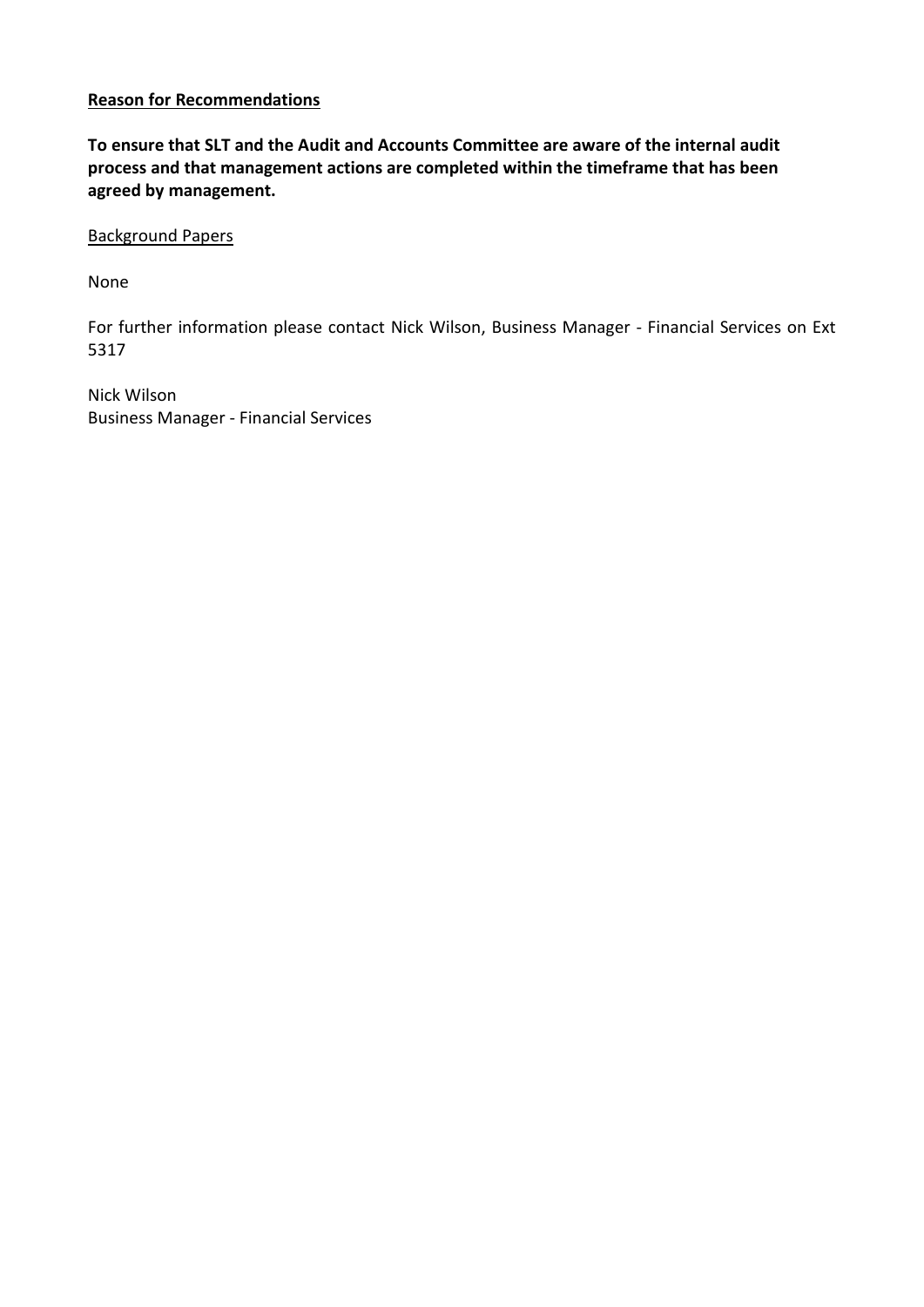**<u>Reason for Recommendations</u>**

**To ensure that SLT and the Audit and Accounts Committee are aware of the internal audit process and that management actions are completed within the timeframe that has been agreed by management.**

<u>Background Papers</u>

None

For further information please contact Nick Wilson, Business Manager - Financial Services on Ext 5317

Nick Wilson
Business Manager - Financial Services